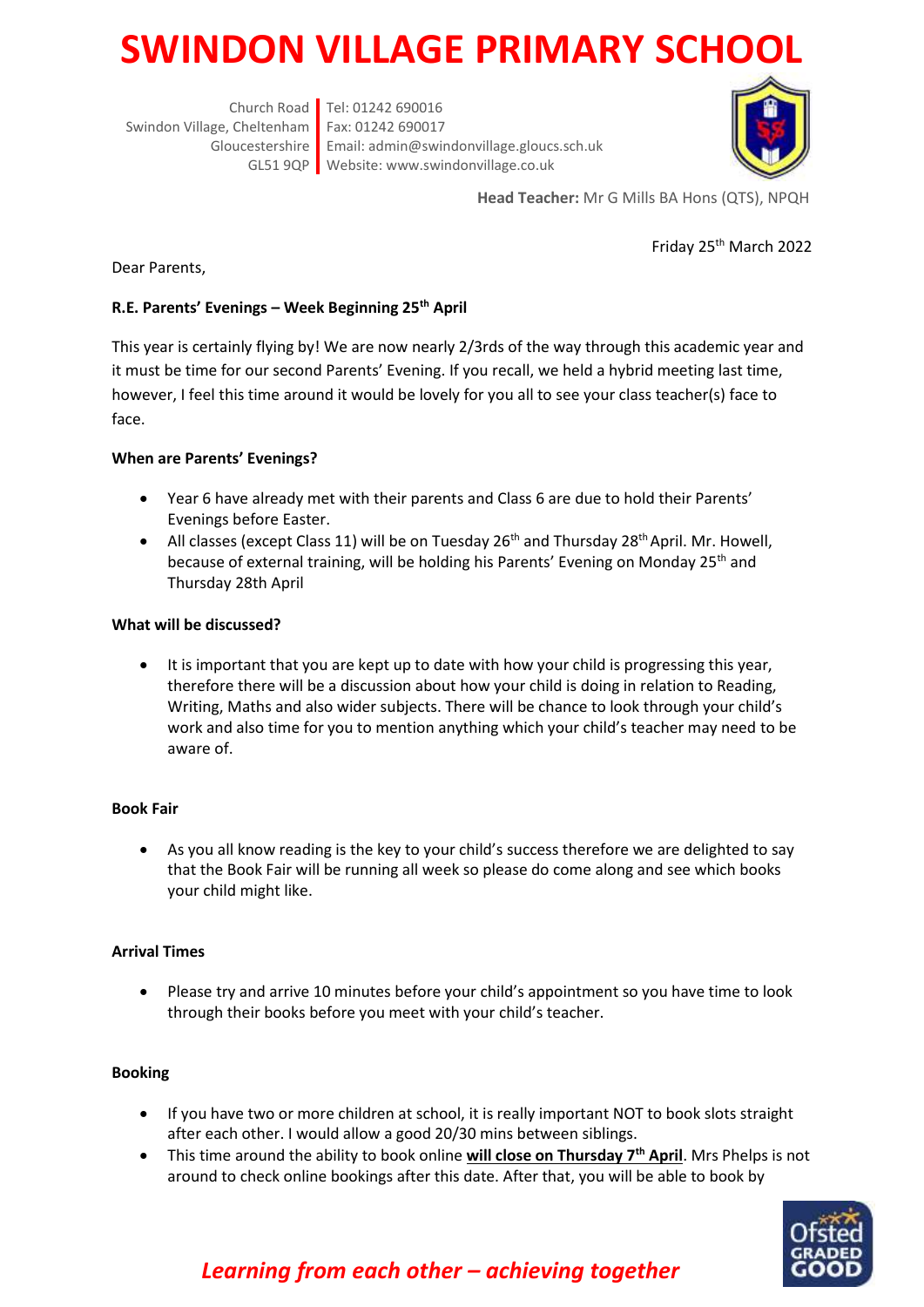// Page 1 of 2

# SWINDON VILLAGE PRIMARY SCHOOL

Church Road
Swindon Village, Cheltenham
Gloucestershire
GL51 9QP

Tel: 01242 690016
Fax: 01242 690017
Email: admin@swindonvillage.gloucs.sch.uk
Website: www.swindonvillage.co.uk

**Head Teacher:** Mr G Mills BA Hons (QTS), NPQH

Friday 25th March 2022

Dear Parents,

**R.E. Parents' Evenings – Week Beginning 25th April**

This year is certainly flying by! We are now nearly 2/3rds of the way through this academic year and it must be time for our second Parents' Evening. If you recall, we held a hybrid meeting last time, however, I feel this time around it would be lovely for you all to see your class teacher(s) face to face.

**When are Parents' Evenings?**

- Year 6 have already met with their parents and Class 6 are due to hold their Parents' Evenings before Easter.
- All classes (except Class 11) will be on Tuesday 26th and Thursday 28th April. Mr. Howell, because of external training, will be holding his Parents' Evening on Monday 25th and Thursday 28th April

**What will be discussed?**

- It is important that you are kept up to date with how your child is progressing this year, therefore there will be a discussion about how your child is doing in relation to Reading, Writing, Maths and also wider subjects. There will be chance to look through your child's work and also time for you to mention anything which your child's teacher may need to be aware of.

**Book Fair**

- As you all know reading is the key to your child's success therefore we are delighted to say that the Book Fair will be running all week so please do come along and see which books your child might like.

**Arrival Times**

- Please try and arrive 10 minutes before your child's appointment so you have time to look through their books before you meet with your child's teacher.

**Booking**

- If you have two or more children at school, it is really important NOT to book slots straight after each other. I would allow a good 20/30 mins between siblings.
- This time around the ability to book online **will close on Thursday 7th April**. Mrs Phelps is not around to check online bookings after this date. After that, you will be able to book by

*Learning from each other – achieving together*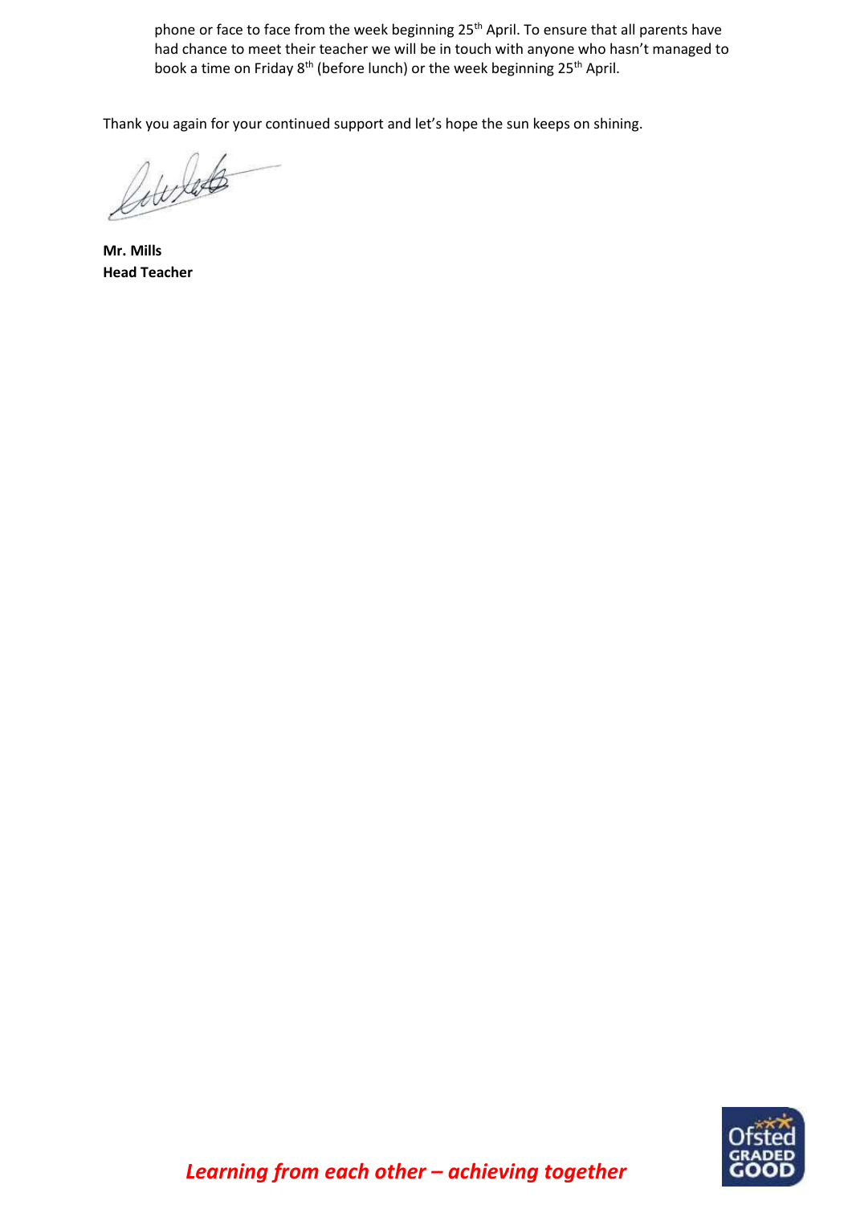phone or face to face from the week beginning 25th April. To ensure that all parents have had chance to meet their teacher we will be in touch with anyone who hasn't managed to book a time on Friday 8th (before lunch) or the week beginning 25th April.

Thank you again for your continued support and let's hope the sun keeps on shining.

**Mr. Mills**
**Head Teacher**